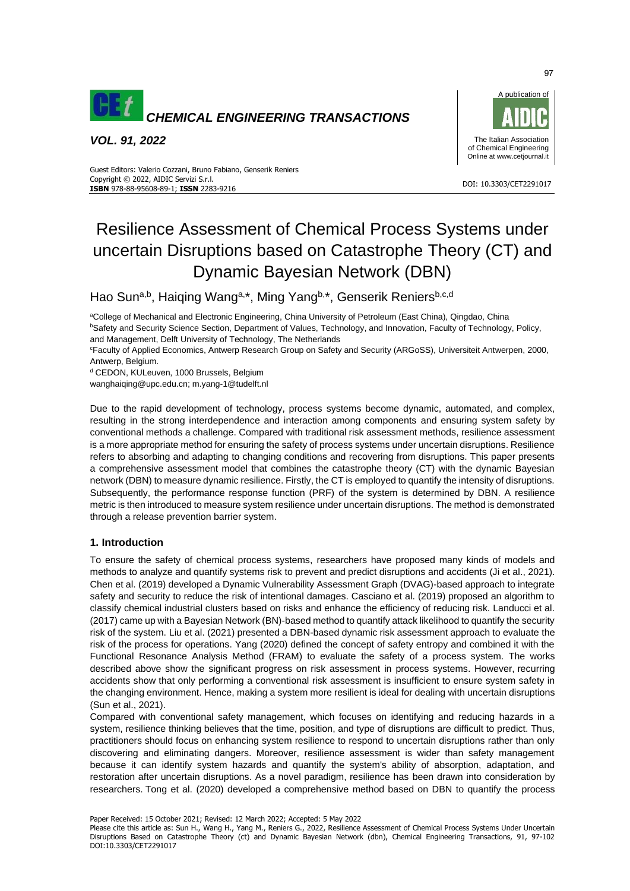# Resilience Assessment of Chemical Process Systems under uncertain Disruptions based on Catastrophe Theory (CT) and Dynamic Bayesian Network (DBN)

Hao Sun[a,b], Haiqing Wang[a,*], Ming Yang[b,*], Genserik Reniers[b,c,d]

[a]College of Mechanical and Electronic Engineering, China University of Petroleum (East China), Qingdao, China
[b]Safety and Security Science Section, Department of Values, Technology, and Innovation, Faculty of Technology, Policy, and Management, Delft University of Technology, The Netherlands
[c]Faculty of Applied Economics, Antwerp Research Group on Safety and Security (ARGoSS), Universiteit Antwerpen, 2000, Antwerp, Belgium.
[d] CEDON, KULeuven, 1000 Brussels, Belgium
wanghaiqing@upc.edu.cn; m.yang-1@tudelft.nl

Due to the rapid development of technology, process systems become dynamic, automated, and complex, resulting in the strong interdependence and interaction among components and ensuring system safety by conventional methods a challenge. Compared with traditional risk assessment methods, resilience assessment is a more appropriate method for ensuring the safety of process systems under uncertain disruptions. Resilience refers to absorbing and adapting to changing conditions and recovering from disruptions. This paper presents a comprehensive assessment model that combines the catastrophe theory (CT) with the dynamic Bayesian network (DBN) to measure dynamic resilience. Firstly, the CT is employed to quantify the intensity of disruptions. Subsequently, the performance response function (PRF) of the system is determined by DBN. A resilience metric is then introduced to measure system resilience under uncertain disruptions. The method is demonstrated through a release prevention barrier system.

## 1. Introduction

To ensure the safety of chemical process systems, researchers have proposed many kinds of models and methods to analyze and quantify systems risk to prevent and predict disruptions and accidents (Ji et al., 2021). Chen et al. (2019) developed a Dynamic Vulnerability Assessment Graph (DVAG)-based approach to integrate safety and security to reduce the risk of intentional damages. Casciano et al. (2019) proposed an algorithm to classify chemical industrial clusters based on risks and enhance the efficiency of reducing risk. Landucci et al. (2017) came up with a Bayesian Network (BN)-based method to quantify attack likelihood to quantify the security risk of the system. Liu et al. (2021) presented a DBN-based dynamic risk assessment approach to evaluate the risk of the process for operations. Yang (2020) defined the concept of safety entropy and combined it with the Functional Resonance Analysis Method (FRAM) to evaluate the safety of a process system. The works described above show the significant progress on risk assessment in process systems. However, recurring accidents show that only performing a conventional risk assessment is insufficient to ensure system safety in the changing environment. Hence, making a system more resilient is ideal for dealing with uncertain disruptions (Sun et al., 2021).

Compared with conventional safety management, which focuses on identifying and reducing hazards in a system, resilience thinking believes that the time, position, and type of disruptions are difficult to predict. Thus, practitioners should focus on enhancing system resilience to respond to uncertain disruptions rather than only discovering and eliminating dangers. Moreover, resilience assessment is wider than safety management because it can identify system hazards and quantify the system's ability of absorption, adaptation, and restoration after uncertain disruptions. As a novel paradigm, resilience has been drawn into consideration by researchers. Tong et al. (2020) developed a comprehensive method based on DBN to quantify the process

Paper Received: 15 October 2021; Revised: 12 March 2022; Accepted: 5 May 2022
Please cite this article as: Sun H., Wang H., Yang M., Reniers G., 2022, Resilience Assessment of Chemical Process Systems Under Uncertain Disruptions Based on Catastrophe Theory (ct) and Dynamic Bayesian Network (dbn), Chemical Engineering Transactions, 91, 97-102 DOI:10.3303/CET2291017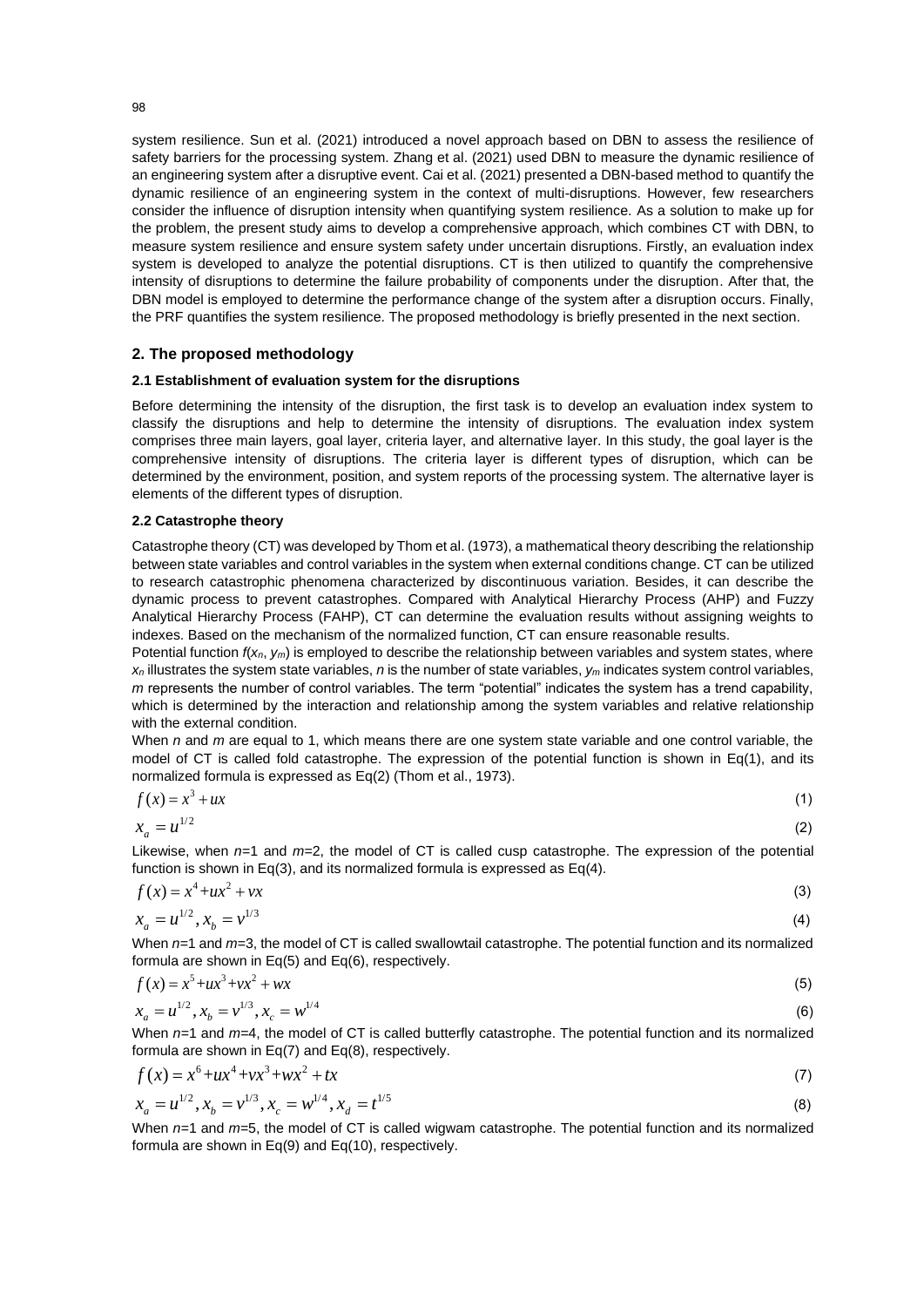system resilience. Sun et al. (2021) introduced a novel approach based on DBN to assess the resilience of safety barriers for the processing system. Zhang et al. (2021) used DBN to measure the dynamic resilience of an engineering system after a disruptive event. Cai et al. (2021) presented a DBN-based method to quantify the dynamic resilience of an engineering system in the context of multi-disruptions. However, few researchers consider the influence of disruption intensity when quantifying system resilience. As a solution to make up for the problem, the present study aims to develop a comprehensive approach, which combines CT with DBN, to measure system resilience and ensure system safety under uncertain disruptions. Firstly, an evaluation index system is developed to analyze the potential disruptions. CT is then utilized to quantify the comprehensive intensity of disruptions to determine the failure probability of components under the disruption. After that, the DBN model is employed to determine the performance change of the system after a disruption occurs. Finally, the PRF quantifies the system resilience. The proposed methodology is briefly presented in the next section.

## 2. The proposed methodology

### 2.1 Establishment of evaluation system for the disruptions

Before determining the intensity of the disruption, the first task is to develop an evaluation index system to classify the disruptions and help to determine the intensity of disruptions. The evaluation index system comprises three main layers, goal layer, criteria layer, and alternative layer. In this study, the goal layer is the comprehensive intensity of disruptions. The criteria layer is different types of disruption, which can be determined by the environment, position, and system reports of the processing system. The alternative layer is elements of the different types of disruption.

### 2.2 Catastrophe theory

Catastrophe theory (CT) was developed by Thom et al. (1973), a mathematical theory describing the relationship between state variables and control variables in the system when external conditions change. CT can be utilized to research catastrophic phenomena characterized by discontinuous variation. Besides, it can describe the dynamic process to prevent catastrophes. Compared with Analytical Hierarchy Process (AHP) and Fuzzy Analytical Hierarchy Process (FAHP), CT can determine the evaluation results without assigning weights to indexes. Based on the mechanism of the normalized function, CT can ensure reasonable results.

Potential function $f(x_n, y_m)$ is employed to describe the relationship between variables and system states, where $x_n$ illustrates the system state variables, $n$ is the number of state variables, $y_m$ indicates system control variables, $m$ represents the number of control variables. The term "potential" indicates the system has a trend capability, which is determined by the interaction and relationship among the system variables and relative relationship with the external condition.

When $n$ and $m$ are equal to 1, which means there are one system state variable and one control variable, the model of CT is called fold catastrophe. The expression of the potential function is shown in Eq(1), and its normalized formula is expressed as Eq(2) (Thom et al., 1973).

$$f(x) = x^3 + ux \tag{1}$$

$$x_a = u^{1/2} \tag{2}$$

Likewise, when $n$=1 and $m$=2, the model of CT is called cusp catastrophe. The expression of the potential function is shown in Eq(3), and its normalized formula is expressed as Eq(4).

$$f(x) = x^4 + ux^2 + vx \tag{3}$$

$$x_a = u^{1/2}, x_b = v^{1/3} \tag{4}$$

When $n$=1 and $m$=3, the model of CT is called swallowtail catastrophe. The potential function and its normalized formula are shown in Eq(5) and Eq(6), respectively.

$$f(x) = x^5 + ux^3 + vx^2 + wx \tag{5}$$

$$x_a = u^{1/2}, x_b = v^{1/3}, x_c = w^{1/4} \tag{6}$$

When $n$=1 and $m$=4, the model of CT is called butterfly catastrophe. The potential function and its normalized formula are shown in Eq(7) and Eq(8), respectively.

$$f(x) = x^6 + ux^4 + vx^3 + wx^2 + tx \tag{7}$$

$$x_a = u^{1/2}, x_b = v^{1/3}, x_c = w^{1/4}, x_d = t^{1/5} \tag{8}$$

When $n$=1 and $m$=5, the model of CT is called wigwam catastrophe. The potential function and its normalized formula are shown in Eq(9) and Eq(10), respectively.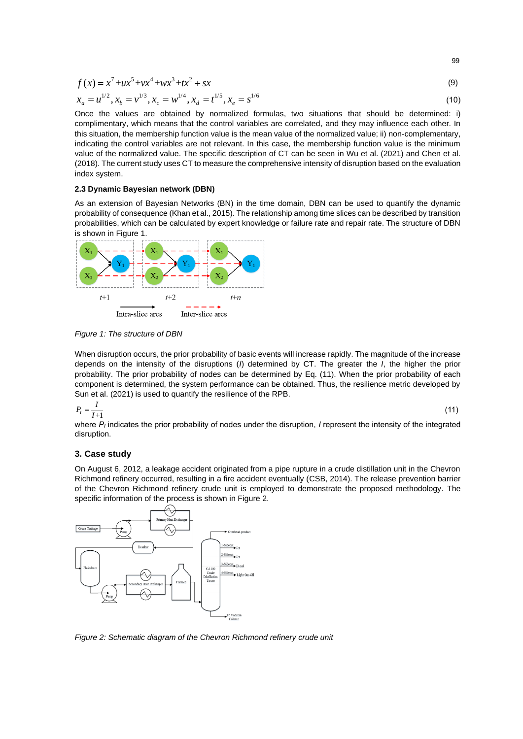$$f(x) = x^7 + ux^5 + vx^4 + wx^3 + tx^2 + sx \tag{9}$$

$$x_a = u^{1/2}, x_b = v^{1/3}, x_c = w^{1/4}, x_d = t^{1/5}, x_e = s^{1/6} \tag{10}$$

Once the values are obtained by normalized formulas, two situations that should be determined: i) complimentary, which means that the control variables are correlated, and they may influence each other. In this situation, the membership function value is the mean value of the normalized value; ii) non-complementary, indicating the control variables are not relevant. In this case, the membership function value is the minimum value of the normalized value. The specific description of CT can be seen in Wu et al. (2021) and Chen et al. (2018). The current study uses CT to measure the comprehensive intensity of disruption based on the evaluation index system.

### 2.3 Dynamic Bayesian network (DBN)

As an extension of Bayesian Networks (BN) in the time domain, DBN can be used to quantify the dynamic probability of consequence (Khan et al., 2015). The relationship among time slices can be described by transition probabilities, which can be calculated by expert knowledge or failure rate and repair rate. The structure of DBN is shown in Figure 1.

X1
Y1
X2
X1
Y1
X2
X1
Y1
X2
t+1
t+2
t+n
Intra-slice arcs
Inter-slice arcs

*Figure 1: The structure of DBN*

When disruption occurs, the prior probability of basic events will increase rapidly. The magnitude of the increase depends on the intensity of the disruptions ($I$) determined by CT. The greater the $I$, the higher the prior probability. The prior probability of nodes can be determined by Eq. (11). When the prior probability of each component is determined, the system performance can be obtained. Thus, the resilience metric developed by Sun et al. (2021) is used to quantify the resilience of the RPB.

$$P_I = \frac{I}{I+1} \tag{11}$$

where $P_I$ indicates the prior probability of nodes under the disruption, $I$ represent the intensity of the integrated disruption.

## 3. Case study

On August 6, 2012, a leakage accident originated from a pipe rupture in a crude distillation unit in the Chevron Richmond refinery occurred, resulting in a fire accident eventually (CSB, 2014). The release prevention barrier of the Chevron Richmond refinery crude unit is employed to demonstrate the proposed methodology. The specific information of the process is shown in Figure 2.

Crude Tankage
Pump
Primary Heat Exchanger
Desalter
Flashdrum
Pump
Secondary Heat Exchanger
Furnace
C-1100 Crude Distillation Tower
Overhead product
1-Sidecut
Jet
2-Sidecut
Jet
3-Sidecut
Diesel
4-Sidecut
Light Gas Oil
To Vacuum Column

*Figure 2: Schematic diagram of the Chevron Richmond refinery crude unit*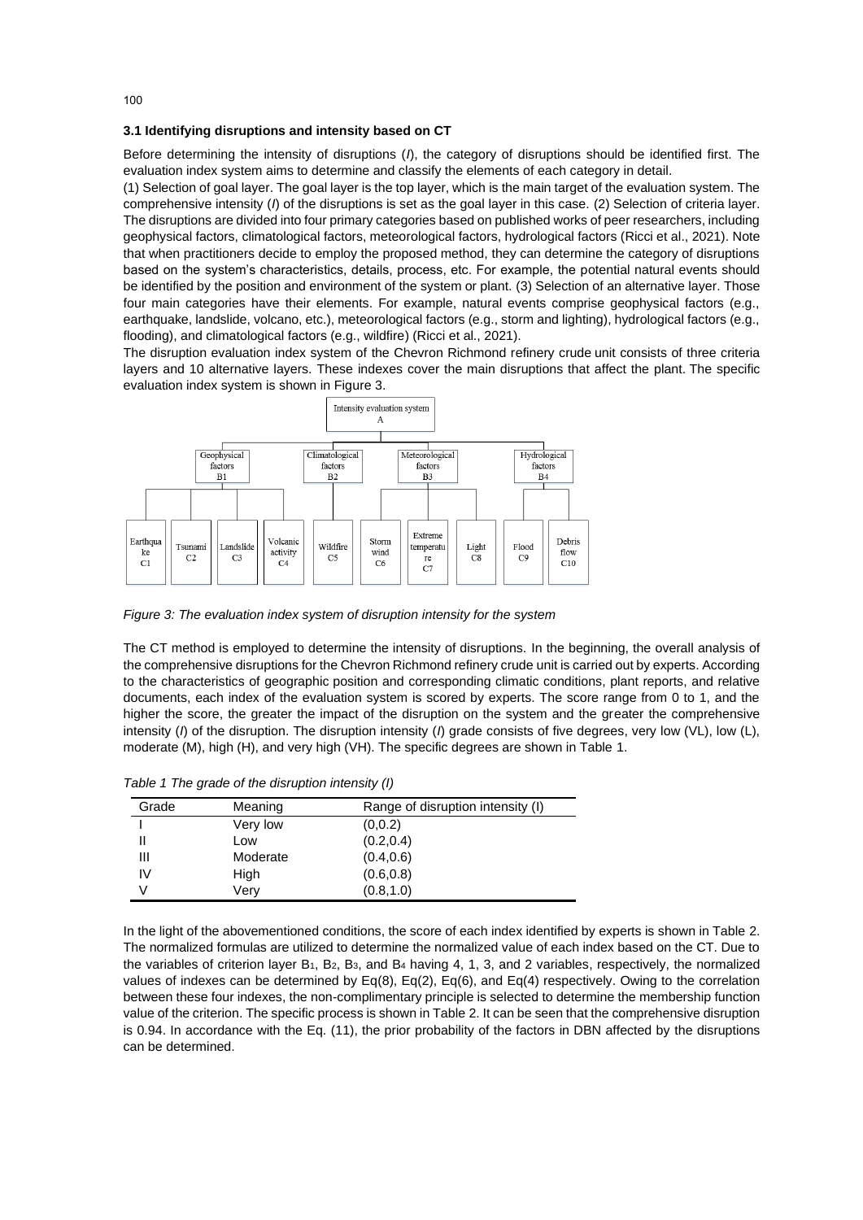### 3.1 Identifying disruptions and intensity based on CT

Before determining the intensity of disruptions (*I*), the category of disruptions should be identified first. The evaluation index system aims to determine and classify the elements of each category in detail.

(1) Selection of goal layer. The goal layer is the top layer, which is the main target of the evaluation system. The comprehensive intensity (*I*) of the disruptions is set as the goal layer in this case. (2) Selection of criteria layer. The disruptions are divided into four primary categories based on published works of peer researchers, including geophysical factors, climatological factors, meteorological factors, hydrological factors (Ricci et al., 2021). Note that when practitioners decide to employ the proposed method, they can determine the category of disruptions based on the system's characteristics, details, process, etc. For example, the potential natural events should be identified by the position and environment of the system or plant. (3) Selection of an alternative layer. Those four main categories have their elements. For example, natural events comprise geophysical factors (e.g., earthquake, landslide, volcano, etc.), meteorological factors (e.g., storm and lighting), hydrological factors (e.g., flooding), and climatological factors (e.g., wildfire) (Ricci et al., 2021).

The disruption evaluation index system of the Chevron Richmond refinery crude unit consists of three criteria layers and 10 alternative layers. These indexes cover the main disruptions that affect the plant. The specific evaluation index system is shown in Figure 3.

Intensity evaluation system
A

Geophysical factors
B1

Climatological factors
B2

Meteorological factors
B3

Hydrological factors
B4

Earthquake
C1

Tsunami
C2

Landslide
C3

Volcanic activity
C4

Wildfire
C5

Storm wind
C6

Extreme temperature
C7

Light
C8

Flood
C9

Debris flow
C10

*Figure 3: The evaluation index system of disruption intensity for the system*

The CT method is employed to determine the intensity of disruptions. In the beginning, the overall analysis of the comprehensive disruptions for the Chevron Richmond refinery crude unit is carried out by experts. According to the characteristics of geographic position and corresponding climatic conditions, plant reports, and relative documents, each index of the evaluation system is scored by experts. The score range from 0 to 1, and the higher the score, the greater the impact of the disruption on the system and the greater the comprehensive intensity (*I*) of the disruption. The disruption intensity (*I*) grade consists of five degrees, very low (VL), low (L), moderate (M), high (H), and very high (VH). The specific degrees are shown in Table 1.

*Table 1 The grade of the disruption intensity (I)*

| Grade | Meaning | Range of disruption intensity (I) |
|---|---|---|
| I | Very low | (0,0.2) |
| II | Low | (0.2,0.4) |
| III | Moderate | (0.4,0.6) |
| IV | High | (0.6,0.8) |
| V | Very | (0.8,1.0) |

In the light of the abovementioned conditions, the score of each index identified by experts is shown in Table 2. The normalized formulas are utilized to determine the normalized value of each index based on the CT. Due to the variables of criterion layer $B_1$, $B_2$, $B_3$, and $B_4$ having 4, 1, 3, and 2 variables, respectively, the normalized values of indexes can be determined by Eq(8), Eq(2), Eq(6), and Eq(4) respectively. Owing to the correlation between these four indexes, the non-complimentary principle is selected to determine the membership function value of the criterion. The specific process is shown in Table 2. It can be seen that the comprehensive disruption is 0.94. In accordance with the Eq. (11), the prior probability of the factors in DBN affected by the disruptions can be determined.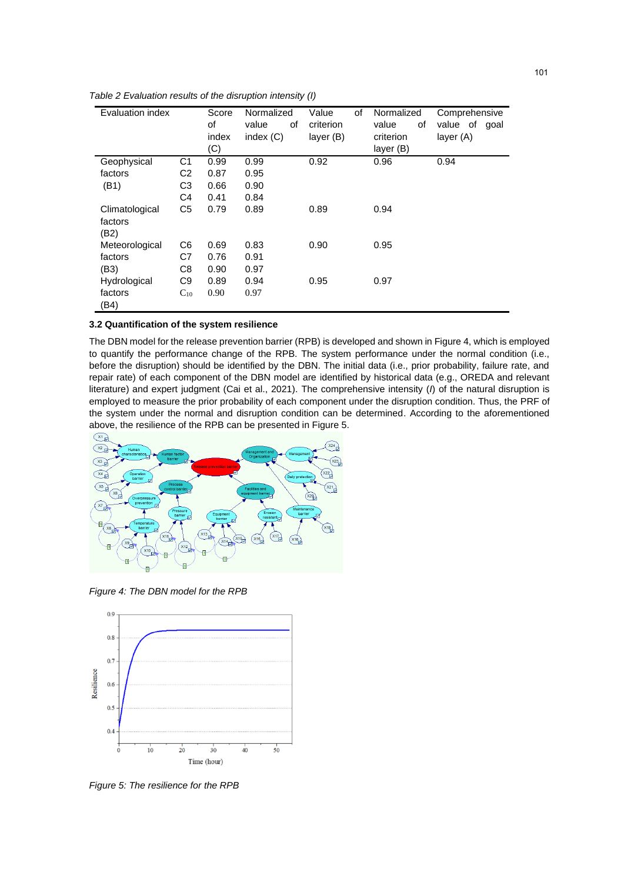*Table 2 Evaluation results of the disruption intensity (I)*

| Evaluation index | | Score of index (C) | Normalized value of index (C) | Value of criterion layer (B) | Normalized value of criterion layer (B) | Comprehensive value of goal layer (A) |
|---|---|---|---|---|---|---|
| Geophysical factors (B1) | C1 | 0.99 | 0.99 | 0.92 | 0.96 | 0.94 |
| | C2 | 0.87 | 0.95 | | | |
| | C3 | 0.66 | 0.90 | | | |
| | C4 | 0.41 | 0.84 | | | |
| Climatological factors (B2) | C5 | 0.79 | 0.89 | 0.89 | 0.94 | |
| Meteorological factors (B3) | C6 | 0.69 | 0.83 | 0.90 | 0.95 | |
| | C7 | 0.76 | 0.91 | | | |
| | C8 | 0.90 | 0.97 | | | |
| Hydrological factors (B4) | C9 | 0.89 | 0.94 | 0.95 | 0.97 | |
| | $C_{10}$ | 0.90 | 0.97 | | | |

### 3.2 Quantification of the system resilience

The DBN model for the release prevention barrier (RPB) is developed and shown in Figure 4, which is employed to quantify the performance change of the RPB. The system performance under the normal condition (i.e., before the disruption) should be identified by the DBN. The initial data (i.e., prior probability, failure rate, and repair rate) of each component of the DBN model are identified by historical data (e.g., OREDA and relevant literature) and expert judgment (Cai et al., 2021). The comprehensive intensity (*I*) of the natural disruption is employed to measure the prior probability of each component under the disruption condition. Thus, the PRF of the system under the normal and disruption condition can be determined. According to the aforementioned above, the resilience of the RPB can be presented in Figure 5.

*Figure 4: The DBN model for the RPB*

Resilience

0.9
0.8
0.7
0.6
0.5
0.4

0 10 20 30 40 50

Time (hour)

*Figure 5: The resilience for the RPB*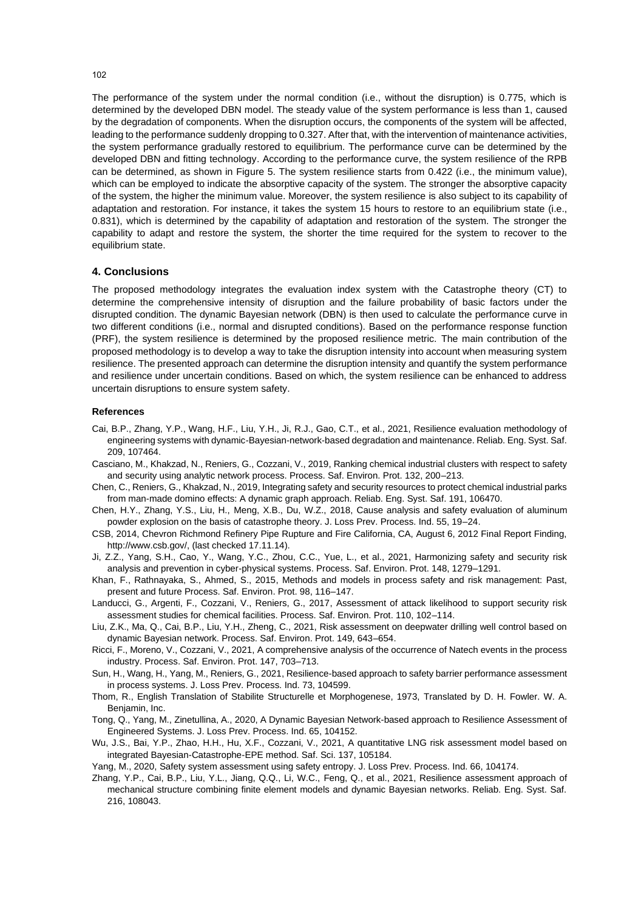The performance of the system under the normal condition (i.e., without the disruption) is 0.775, which is determined by the developed DBN model. The steady value of the system performance is less than 1, caused by the degradation of components. When the disruption occurs, the components of the system will be affected, leading to the performance suddenly dropping to 0.327. After that, with the intervention of maintenance activities, the system performance gradually restored to equilibrium. The performance curve can be determined by the developed DBN and fitting technology. According to the performance curve, the system resilience of the RPB can be determined, as shown in Figure 5. The system resilience starts from 0.422 (i.e., the minimum value), which can be employed to indicate the absorptive capacity of the system. The stronger the absorptive capacity of the system, the higher the minimum value. Moreover, the system resilience is also subject to its capability of adaptation and restoration. For instance, it takes the system 15 hours to restore to an equilibrium state (i.e., 0.831), which is determined by the capability of adaptation and restoration of the system. The stronger the capability to adapt and restore the system, the shorter the time required for the system to recover to the equilibrium state.

## 4. Conclusions

The proposed methodology integrates the evaluation index system with the Catastrophe theory (CT) to determine the comprehensive intensity of disruption and the failure probability of basic factors under the disrupted condition. The dynamic Bayesian network (DBN) is then used to calculate the performance curve in two different conditions (i.e., normal and disrupted conditions). Based on the performance response function (PRF), the system resilience is determined by the proposed resilience metric. The main contribution of the proposed methodology is to develop a way to take the disruption intensity into account when measuring system resilience. The presented approach can determine the disruption intensity and quantify the system performance and resilience under uncertain conditions. Based on which, the system resilience can be enhanced to address uncertain disruptions to ensure system safety.

### References

Cai, B.P., Zhang, Y.P., Wang, H.F., Liu, Y.H., Ji, R.J., Gao, C.T., et al., 2021, Resilience evaluation methodology of engineering systems with dynamic-Bayesian-network-based degradation and maintenance. Reliab. Eng. Syst. Saf. 209, 107464.

Casciano, M., Khakzad, N., Reniers, G., Cozzani, V., 2019, Ranking chemical industrial clusters with respect to safety and security using analytic network process. Process. Saf. Environ. Prot. 132, 200–213.

Chen, C., Reniers, G., Khakzad, N., 2019, Integrating safety and security resources to protect chemical industrial parks from man-made domino effects: A dynamic graph approach. Reliab. Eng. Syst. Saf. 191, 106470.

Chen, H.Y., Zhang, Y.S., Liu, H., Meng, X.B., Du, W.Z., 2018, Cause analysis and safety evaluation of aluminum powder explosion on the basis of catastrophe theory. J. Loss Prev. Process. Ind. 55, 19–24.

CSB, 2014, Chevron Richmond Refinery Pipe Rupture and Fire California, CA, August 6, 2012 Final Report Finding, http://www.csb.gov/, (last checked 17.11.14).

Ji, Z.Z., Yang, S.H., Cao, Y., Wang, Y.C., Zhou, C.C., Yue, L., et al., 2021, Harmonizing safety and security risk analysis and prevention in cyber-physical systems. Process. Saf. Environ. Prot. 148, 1279–1291.

Khan, F., Rathnayaka, S., Ahmed, S., 2015, Methods and models in process safety and risk management: Past, present and future Process. Saf. Environ. Prot. 98, 116–147.

Landucci, G., Argenti, F., Cozzani, V., Reniers, G., 2017, Assessment of attack likelihood to support security risk assessment studies for chemical facilities. Process. Saf. Environ. Prot. 110, 102–114.

Liu, Z.K., Ma, Q., Cai, B.P., Liu, Y.H., Zheng, C., 2021, Risk assessment on deepwater drilling well control based on dynamic Bayesian network. Process. Saf. Environ. Prot. 149, 643–654.

Ricci, F., Moreno, V., Cozzani, V., 2021, A comprehensive analysis of the occurrence of Natech events in the process industry. Process. Saf. Environ. Prot. 147, 703–713.

Sun, H., Wang, H., Yang, M., Reniers, G., 2021, Resilience-based approach to safety barrier performance assessment in process systems. J. Loss Prev. Process. Ind. 73, 104599.

Thom, R., English Translation of Stabilite Structurelle et Morphogenese, 1973, Translated by D. H. Fowler. W. A. Benjamin, Inc.

Tong, Q., Yang, M., Zinetullina, A., 2020, A Dynamic Bayesian Network-based approach to Resilience Assessment of Engineered Systems. J. Loss Prev. Process. Ind. 65, 104152.

Wu, J.S., Bai, Y.P., Zhao, H.H., Hu, X.F., Cozzani, V., 2021, A quantitative LNG risk assessment model based on integrated Bayesian-Catastrophe-EPE method. Saf. Sci. 137, 105184.

Yang, M., 2020, Safety system assessment using safety entropy. J. Loss Prev. Process. Ind. 66, 104174.

Zhang, Y.P., Cai, B.P., Liu, Y.L., Jiang, Q.Q., Li, W.C., Feng, Q., et al., 2021, Resilience assessment approach of mechanical structure combining finite element models and dynamic Bayesian networks. Reliab. Eng. Syst. Saf. 216, 108043.